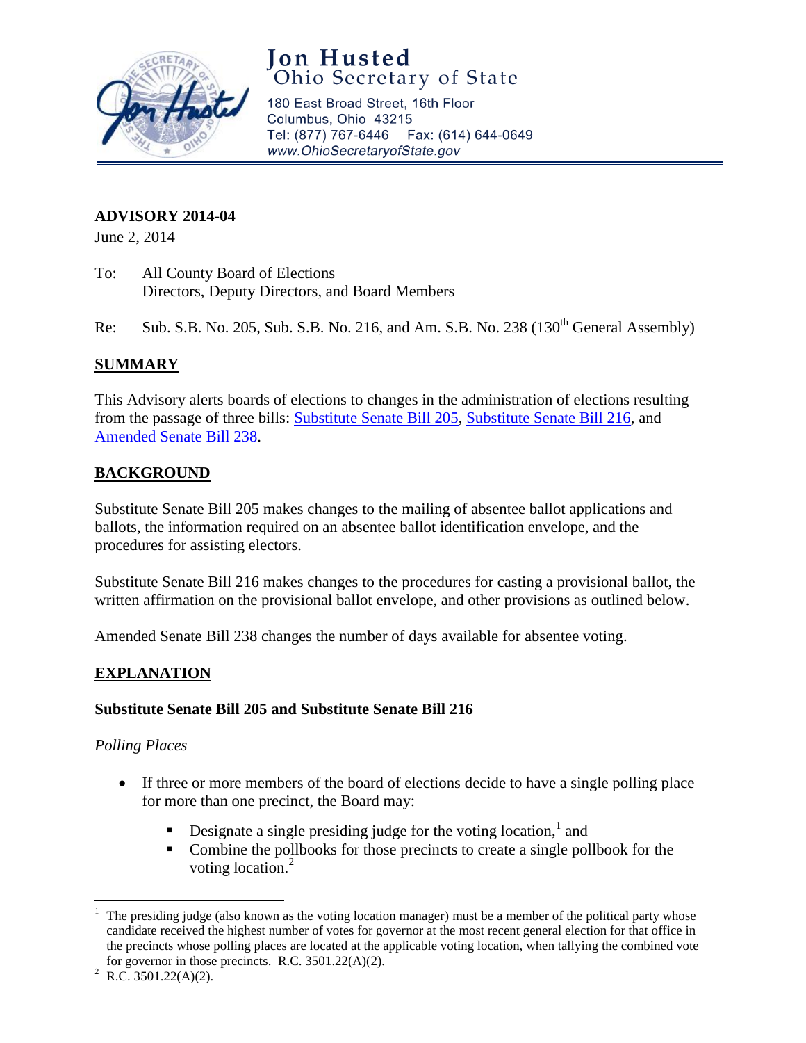# Jon Husted
## Ohio Secretary of State

180 East Broad Street, 16th Floor
Columbus, Ohio 43215
Tel: (877) 767-6446 Fax: (614) 644-0649
www.OhioSecretaryofState.gov

**ADVISORY 2014-04**
June 2, 2014

To: All County Board of Elections
Directors, Deputy Directors, and Board Members

Re: Sub. S.B. No. 205, Sub. S.B. No. 216, and Am. S.B. No. 238 (130th General Assembly)

## SUMMARY

This Advisory alerts boards of elections to changes in the administration of elections resulting from the passage of three bills: Substitute Senate Bill 205, Substitute Senate Bill 216, and Amended Senate Bill 238.

## BACKGROUND

Substitute Senate Bill 205 makes changes to the mailing of absentee ballot applications and ballots, the information required on an absentee ballot identification envelope, and the procedures for assisting electors.

Substitute Senate Bill 216 makes changes to the procedures for casting a provisional ballot, the written affirmation on the provisional ballot envelope, and other provisions as outlined below.

Amended Senate Bill 238 changes the number of days available for absentee voting.

## EXPLANATION

### Substitute Senate Bill 205 and Substitute Senate Bill 216

*Polling Places*

- If three or more members of the board of elections decide to have a single polling place for more than one precinct, the Board may:
  - Designate a single presiding judge for the voting location,[1] and
  - Combine the pollbooks for those precincts to create a single pollbook for the voting location.[2]

---

[1] The presiding judge (also known as the voting location manager) must be a member of the political party whose candidate received the highest number of votes for governor at the most recent general election for that office in the precincts whose polling places are located at the applicable voting location, when tallying the combined vote for governor in those precincts. R.C. 3501.22(A)(2).

[2] R.C. 3501.22(A)(2).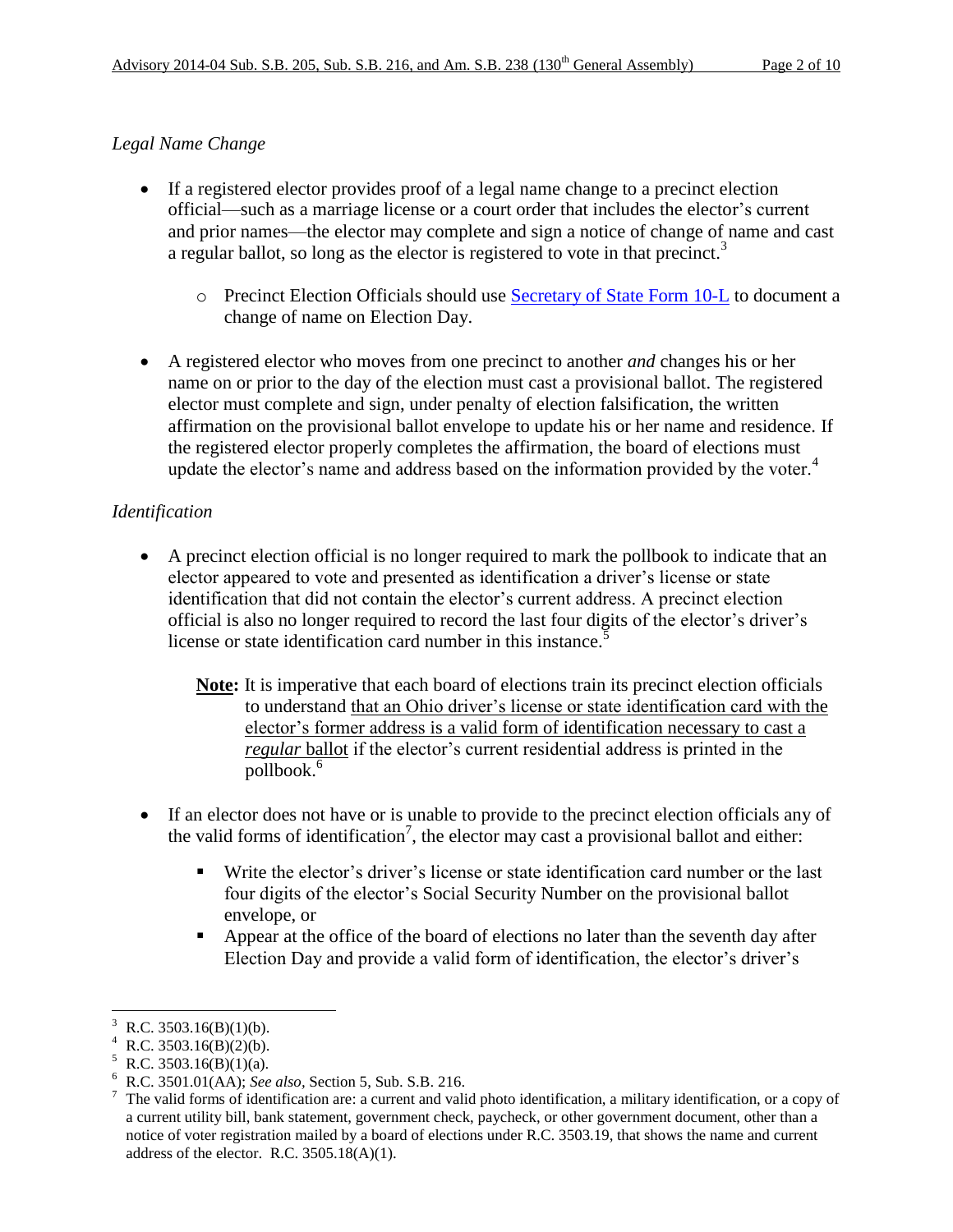*Legal Name Change*

- If a registered elector provides proof of a legal name change to a precinct election official—such as a marriage license or a court order that includes the elector's current and prior names—the elector may complete and sign a notice of change of name and cast a regular ballot, so long as the elector is registered to vote in that precinct.[3]
    - Precinct Election Officials should use Secretary of State Form 10-L to document a change of name on Election Day.
- A registered elector who moves from one precinct to another *and* changes his or her name on or prior to the day of the election must cast a provisional ballot. The registered elector must complete and sign, under penalty of election falsification, the written affirmation on the provisional ballot envelope to update his or her name and residence. If the registered elector properly completes the affirmation, the board of elections must update the elector's name and address based on the information provided by the voter.[4]

*Identification*

- A precinct election official is no longer required to mark the pollbook to indicate that an elector appeared to vote and presented as identification a driver's license or state identification that did not contain the elector's current address. A precinct election official is also no longer required to record the last four digits of the elector's driver's license or state identification card number in this instance.[5]

    **Note:** It is imperative that each board of elections train its precinct election officials to understand that an Ohio driver's license or state identification card with the elector's former address is a valid form of identification necessary to cast a *regular* ballot if the elector's current residential address is printed in the pollbook.[6]

- If an elector does not have or is unable to provide to the precinct election officials any of the valid forms of identification[7], the elector may cast a provisional ballot and either:
    - Write the elector's driver's license or state identification card number or the last four digits of the elector's Social Security Number on the provisional ballot envelope, or
    - Appear at the office of the board of elections no later than the seventh day after Election Day and provide a valid form of identification, the elector's driver's

---

[3] R.C. 3503.16(B)(1)(b).

[4] R.C. 3503.16(B)(2)(b).

[5] R.C. 3503.16(B)(1)(a).

[6] R.C. 3501.01(AA); *See also,* Section 5, Sub. S.B. 216.

[7] The valid forms of identification are: a current and valid photo identification, a military identification, or a copy of a current utility bill, bank statement, government check, paycheck, or other government document, other than a notice of voter registration mailed by a board of elections under R.C. 3503.19, that shows the name and current address of the elector. R.C. 3505.18(A)(1).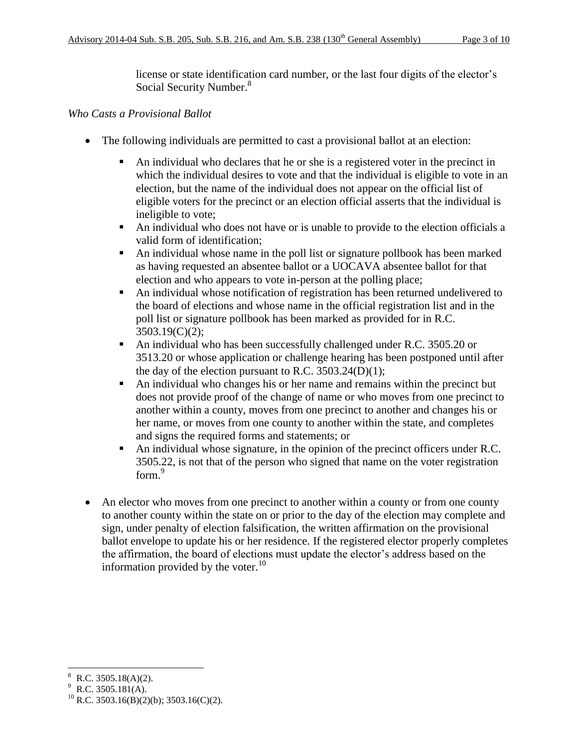license or state identification card number, or the last four digits of the elector's Social Security Number.[8]

*Who Casts a Provisional Ballot*

- The following individuals are permitted to cast a provisional ballot at an election:
  - An individual who declares that he or she is a registered voter in the precinct in which the individual desires to vote and that the individual is eligible to vote in an election, but the name of the individual does not appear on the official list of eligible voters for the precinct or an election official asserts that the individual is ineligible to vote;
  - An individual who does not have or is unable to provide to the election officials a valid form of identification;
  - An individual whose name in the poll list or signature pollbook has been marked as having requested an absentee ballot or a UOCAVA absentee ballot for that election and who appears to vote in-person at the polling place;
  - An individual whose notification of registration has been returned undelivered to the board of elections and whose name in the official registration list and in the poll list or signature pollbook has been marked as provided for in R.C. 3503.19(C)(2);
  - An individual who has been successfully challenged under R.C. 3505.20 or 3513.20 or whose application or challenge hearing has been postponed until after the day of the election pursuant to R.C. 3503.24(D)(1);
  - An individual who changes his or her name and remains within the precinct but does not provide proof of the change of name or who moves from one precinct to another within a county, moves from one precinct to another and changes his or her name, or moves from one county to another within the state, and completes and signs the required forms and statements; or
  - An individual whose signature, in the opinion of the precinct officers under R.C. 3505.22, is not that of the person who signed that name on the voter registration form.[9]
- An elector who moves from one precinct to another within a county or from one county to another county within the state on or prior to the day of the election may complete and sign, under penalty of election falsification, the written affirmation on the provisional ballot envelope to update his or her residence. If the registered elector properly completes the affirmation, the board of elections must update the elector's address based on the information provided by the voter.[10]

---

[8] R.C. 3505.18(A)(2).

[9] R.C. 3505.181(A).

[10] R.C. 3503.16(B)(2)(b); 3503.16(C)(2).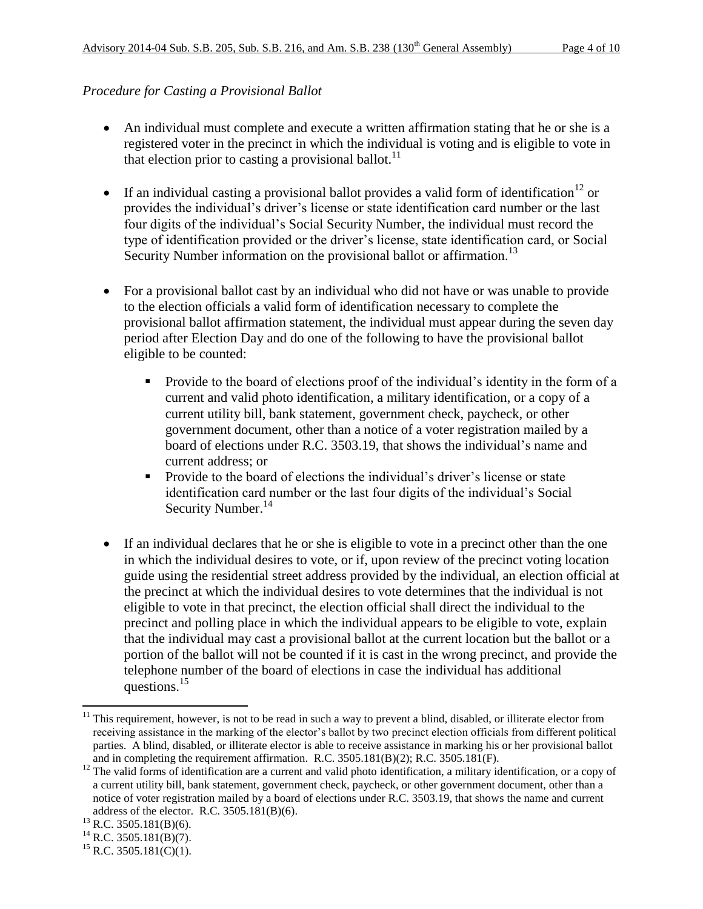*Procedure for Casting a Provisional Ballot*

- An individual must complete and execute a written affirmation stating that he or she is a registered voter in the precinct in which the individual is voting and is eligible to vote in that election prior to casting a provisional ballot.[11]

- If an individual casting a provisional ballot provides a valid form of identification[12] or provides the individual's driver's license or state identification card number or the last four digits of the individual's Social Security Number, the individual must record the type of identification provided or the driver's license, state identification card, or Social Security Number information on the provisional ballot or affirmation.[13]

- For a provisional ballot cast by an individual who did not have or was unable to provide to the election officials a valid form of identification necessary to complete the provisional ballot affirmation statement, the individual must appear during the seven day period after Election Day and do one of the following to have the provisional ballot eligible to be counted:
  - Provide to the board of elections proof of the individual's identity in the form of a current and valid photo identification, a military identification, or a copy of a current utility bill, bank statement, government check, paycheck, or other government document, other than a notice of a voter registration mailed by a board of elections under R.C. 3503.19, that shows the individual's name and current address; or
  - Provide to the board of elections the individual's driver's license or state identification card number or the last four digits of the individual's Social Security Number.[14]

- If an individual declares that he or she is eligible to vote in a precinct other than the one in which the individual desires to vote, or if, upon review of the precinct voting location guide using the residential street address provided by the individual, an election official at the precinct at which the individual desires to vote determines that the individual is not eligible to vote in that precinct, the election official shall direct the individual to the precinct and polling place in which the individual appears to be eligible to vote, explain that the individual may cast a provisional ballot at the current location but the ballot or a portion of the ballot will not be counted if it is cast in the wrong precinct, and provide the telephone number of the board of elections in case the individual has additional questions.[15]

---

[11] This requirement, however, is not to be read in such a way to prevent a blind, disabled, or illiterate elector from receiving assistance in the marking of the elector's ballot by two precinct election officials from different political parties. A blind, disabled, or illiterate elector is able to receive assistance in marking his or her provisional ballot and in completing the requirement affirmation. R.C. 3505.181(B)(2); R.C. 3505.181(F).

[12] The valid forms of identification are a current and valid photo identification, a military identification, or a copy of a current utility bill, bank statement, government check, paycheck, or other government document, other than a notice of voter registration mailed by a board of elections under R.C. 3503.19, that shows the name and current address of the elector. R.C. 3505.181(B)(6).

[13] R.C. 3505.181(B)(6).

[14] R.C. 3505.181(B)(7).

[15] R.C. 3505.181(C)(1).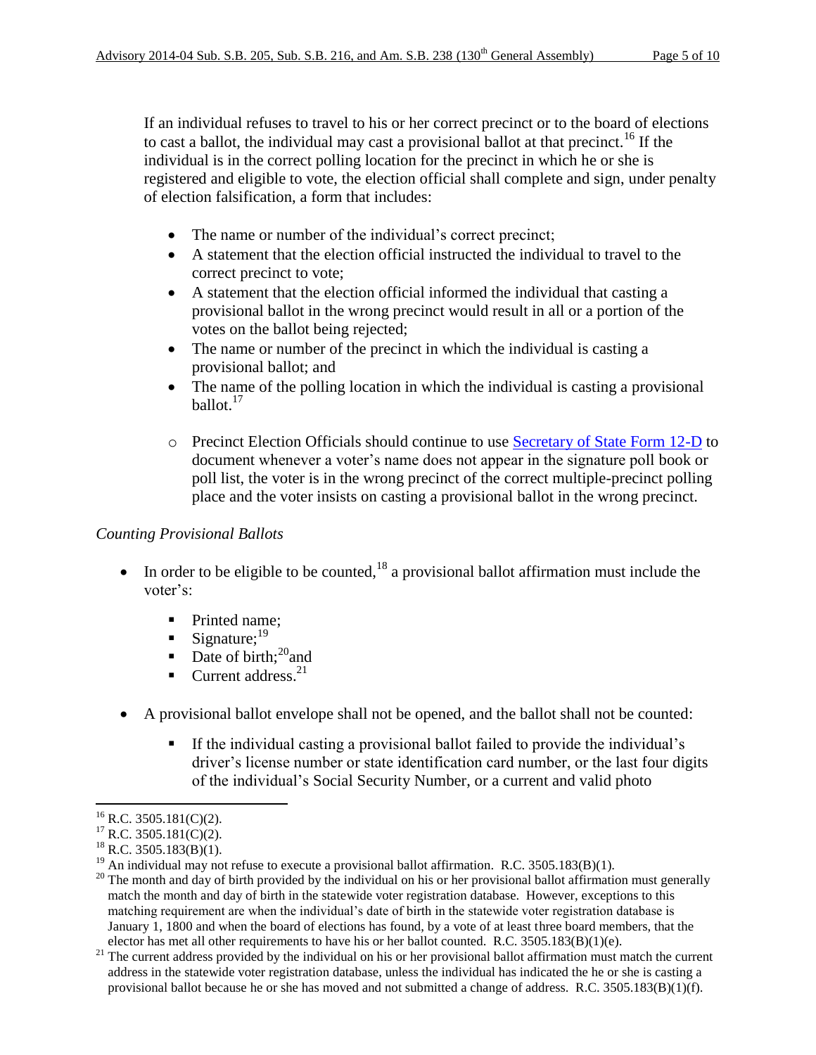If an individual refuses to travel to his or her correct precinct or to the board of elections to cast a ballot, the individual may cast a provisional ballot at that precinct.[16] If the individual is in the correct polling location for the precinct in which he or she is registered and eligible to vote, the election official shall complete and sign, under penalty of election falsification, a form that includes:

- The name or number of the individual's correct precinct;
- A statement that the election official instructed the individual to travel to the correct precinct to vote;
- A statement that the election official informed the individual that casting a provisional ballot in the wrong precinct would result in all or a portion of the votes on the ballot being rejected;
- The name or number of the precinct in which the individual is casting a provisional ballot; and
- The name of the polling location in which the individual is casting a provisional ballot.[17]

  - Precinct Election Officials should continue to use Secretary of State Form 12-D to document whenever a voter's name does not appear in the signature poll book or poll list, the voter is in the wrong precinct of the correct multiple-precinct polling place and the voter insists on casting a provisional ballot in the wrong precinct.

*Counting Provisional Ballots*

- In order to be eligible to be counted,[18] a provisional ballot affirmation must include the voter's:
  - Printed name;
  - Signature;[19]
  - Date of birth;[20] and
  - Current address.[21]
- A provisional ballot envelope shall not be opened, and the ballot shall not be counted:
  - If the individual casting a provisional ballot failed to provide the individual's driver's license number or state identification card number, or the last four digits of the individual's Social Security Number, or a current and valid photo

---

[16] R.C. 3505.181(C)(2).

[17] R.C. 3505.181(C)(2).

[18] R.C. 3505.183(B)(1).

[19] An individual may not refuse to execute a provisional ballot affirmation. R.C. 3505.183(B)(1).

[20] The month and day of birth provided by the individual on his or her provisional ballot affirmation must generally match the month and day of birth in the statewide voter registration database. However, exceptions to this matching requirement are when the individual's date of birth in the statewide voter registration database is January 1, 1800 and when the board of elections has found, by a vote of at least three board members, that the elector has met all other requirements to have his or her ballot counted. R.C. 3505.183(B)(1)(e).

[21] The current address provided by the individual on his or her provisional ballot affirmation must match the current address in the statewide voter registration database, unless the individual has indicated the he or she is casting a provisional ballot because he or she has moved and not submitted a change of address. R.C. 3505.183(B)(1)(f).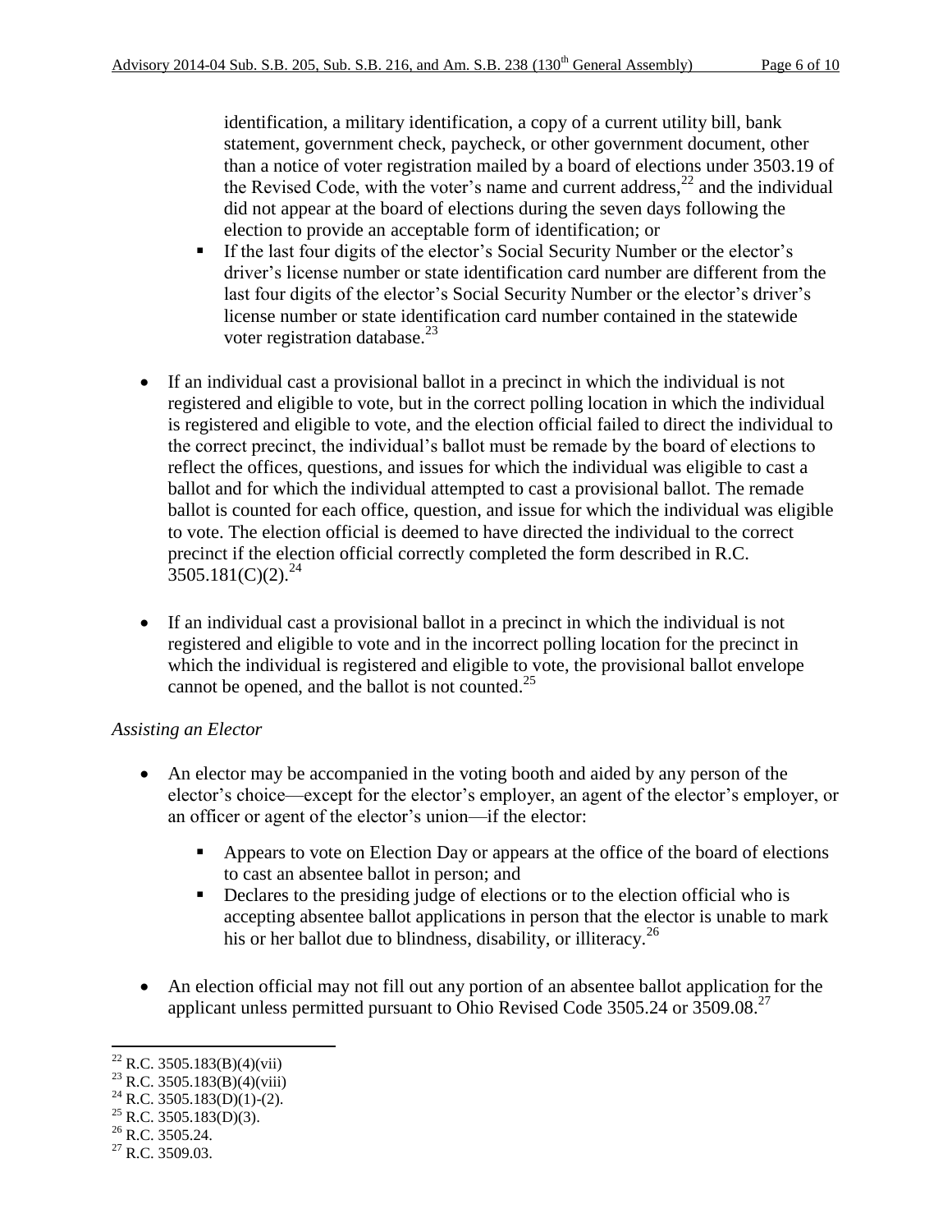identification, a military identification, a copy of a current utility bill, bank statement, government check, paycheck, or other government document, other than a notice of voter registration mailed by a board of elections under 3503.19 of the Revised Code, with the voter's name and current address,[22] and the individual did not appear at the board of elections during the seven days following the election to provide an acceptable form of identification; or

 - If the last four digits of the elector's Social Security Number or the elector's driver's license number or state identification card number are different from the last four digits of the elector's Social Security Number or the elector's driver's license number or state identification card number contained in the statewide voter registration database.[23]

- If an individual cast a provisional ballot in a precinct in which the individual is not registered and eligible to vote, but in the correct polling location in which the individual is registered and eligible to vote, and the election official failed to direct the individual to the correct precinct, the individual's ballot must be remade by the board of elections to reflect the offices, questions, and issues for which the individual was eligible to cast a ballot and for which the individual attempted to cast a provisional ballot. The remade ballot is counted for each office, question, and issue for which the individual was eligible to vote. The election official is deemed to have directed the individual to the correct precinct if the election official correctly completed the form described in R.C. 3505.181(C)(2).[24]

- If an individual cast a provisional ballot in a precinct in which the individual is not registered and eligible to vote and in the incorrect polling location for the precinct in which the individual is registered and eligible to vote, the provisional ballot envelope cannot be opened, and the ballot is not counted.[25]

*Assisting an Elector*

- An elector may be accompanied in the voting booth and aided by any person of the elector's choice—except for the elector's employer, an agent of the elector's employer, or an officer or agent of the elector's union—if the elector:

  - Appears to vote on Election Day or appears at the office of the board of elections to cast an absentee ballot in person; and
  - Declares to the presiding judge of elections or to the election official who is accepting absentee ballot applications in person that the elector is unable to mark his or her ballot due to blindness, disability, or illiteracy.[26]

- An election official may not fill out any portion of an absentee ballot application for the applicant unless permitted pursuant to Ohio Revised Code 3505.24 or 3509.08.[27]

---

[22] R.C. 3505.183(B)(4)(vii)

[23] R.C. 3505.183(B)(4)(viii)

[24] R.C. 3505.183(D)(1)-(2).

[25] R.C. 3505.183(D)(3).

[26] R.C. 3505.24.

[27] R.C. 3509.03.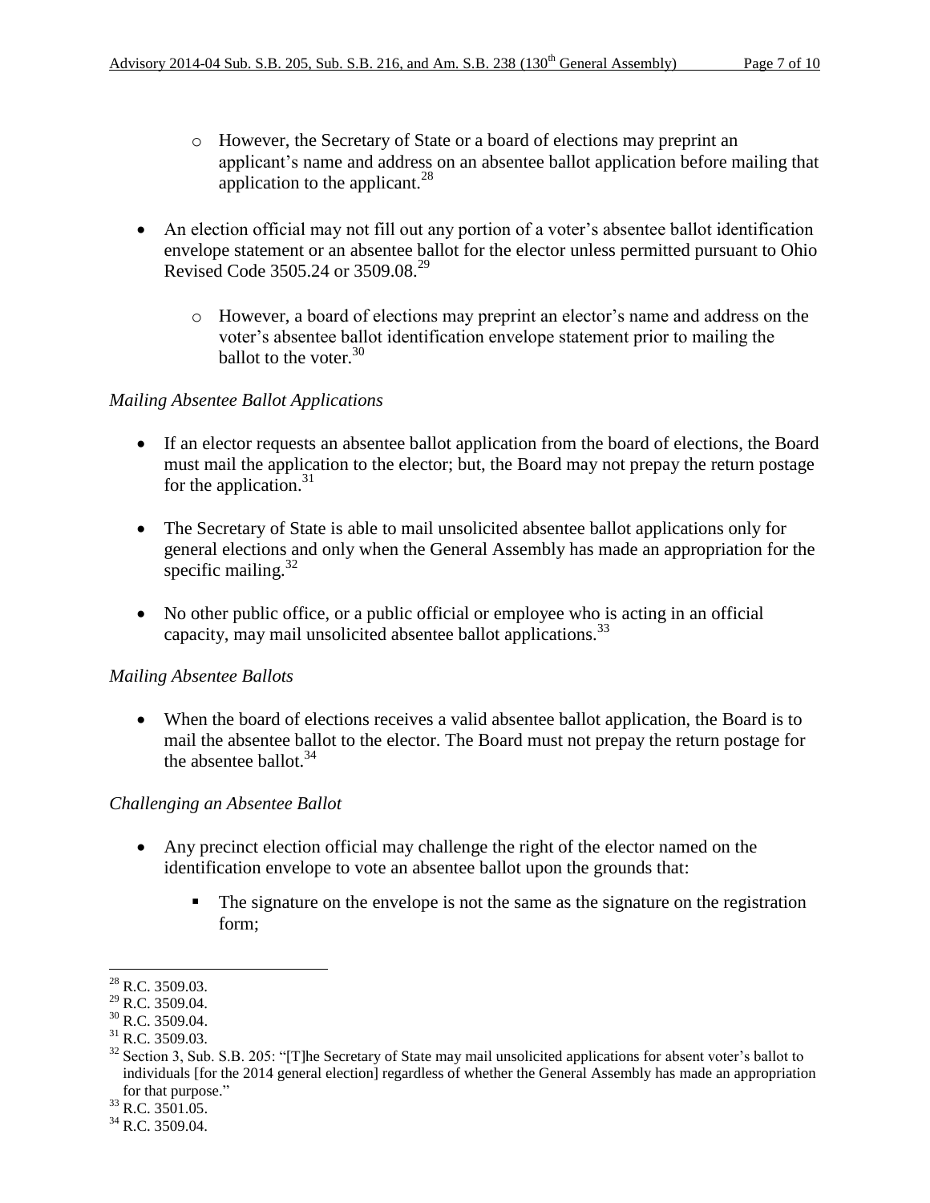- However, the Secretary of State or a board of elections may preprint an applicant's name and address on an absentee ballot application before mailing that application to the applicant.[28]

- An election official may not fill out any portion of a voter's absentee ballot identification envelope statement or an absentee ballot for the elector unless permitted pursuant to Ohio Revised Code 3505.24 or 3509.08.[29]
  - However, a board of elections may preprint an elector's name and address on the voter's absentee ballot identification envelope statement prior to mailing the ballot to the voter.[30]

*Mailing Absentee Ballot Applications*

- If an elector requests an absentee ballot application from the board of elections, the Board must mail the application to the elector; but, the Board may not prepay the return postage for the application.[31]

- The Secretary of State is able to mail unsolicited absentee ballot applications only for general elections and only when the General Assembly has made an appropriation for the specific mailing.[32]

- No other public office, or a public official or employee who is acting in an official capacity, may mail unsolicited absentee ballot applications.[33]

*Mailing Absentee Ballots*

- When the board of elections receives a valid absentee ballot application, the Board is to mail the absentee ballot to the elector. The Board must not prepay the return postage for the absentee ballot.[34]

*Challenging an Absentee Ballot*

- Any precinct election official may challenge the right of the elector named on the identification envelope to vote an absentee ballot upon the grounds that:
  - The signature on the envelope is not the same as the signature on the registration form;

---

[28] R.C. 3509.03.

[29] R.C. 3509.04.

[30] R.C. 3509.04.

[31] R.C. 3509.03.

[32] Section 3, Sub. S.B. 205: "[T]he Secretary of State may mail unsolicited applications for absent voter's ballot to individuals [for the 2014 general election] regardless of whether the General Assembly has made an appropriation for that purpose."

[33] R.C. 3501.05.

[34] R.C. 3509.04.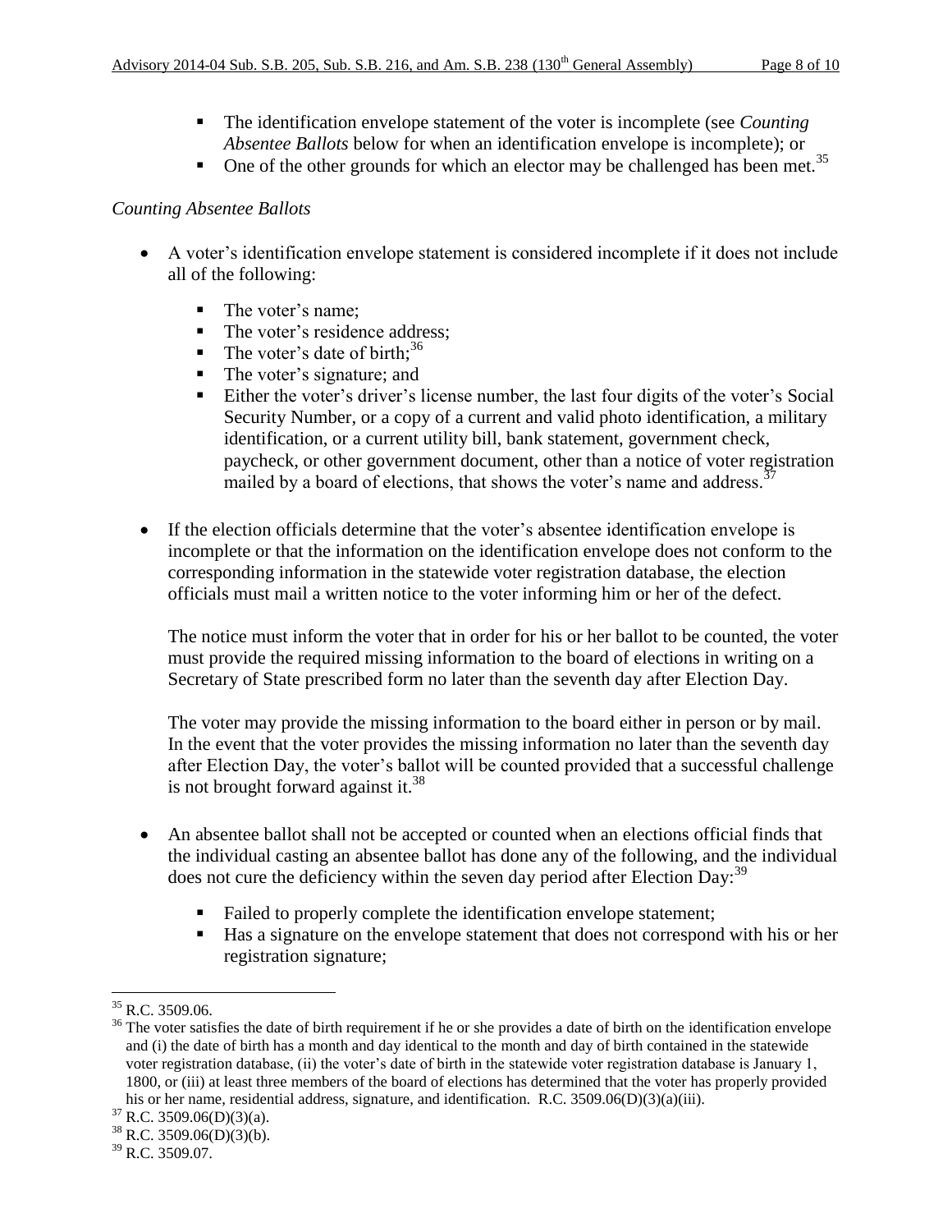- The identification envelope statement of the voter is incomplete (see *Counting Absentee Ballots* below for when an identification envelope is incomplete); or
- One of the other grounds for which an elector may be challenged has been met.[35]

*Counting Absentee Ballots*

- A voter's identification envelope statement is considered incomplete if it does not include all of the following:
  - The voter's name;
  - The voter's residence address;
  - The voter's date of birth;[36]
  - The voter's signature; and
  - Either the voter's driver's license number, the last four digits of the voter's Social Security Number, or a copy of a current and valid photo identification, a military identification, or a current utility bill, bank statement, government check, paycheck, or other government document, other than a notice of voter registration mailed by a board of elections, that shows the voter's name and address.[37]

- If the election officials determine that the voter's absentee identification envelope is incomplete or that the information on the identification envelope does not conform to the corresponding information in the statewide voter registration database, the election officials must mail a written notice to the voter informing him or her of the defect.

  The notice must inform the voter that in order for his or her ballot to be counted, the voter must provide the required missing information to the board of elections in writing on a Secretary of State prescribed form no later than the seventh day after Election Day.

  The voter may provide the missing information to the board either in person or by mail. In the event that the voter provides the missing information no later than the seventh day after Election Day, the voter's ballot will be counted provided that a successful challenge is not brought forward against it.[38]

- An absentee ballot shall not be accepted or counted when an elections official finds that the individual casting an absentee ballot has done any of the following, and the individual does not cure the deficiency within the seven day period after Election Day:[39]
  - Failed to properly complete the identification envelope statement;
  - Has a signature on the envelope statement that does not correspond with his or her registration signature;

---

[35] R.C. 3509.06.

[36] The voter satisfies the date of birth requirement if he or she provides a date of birth on the identification envelope and (i) the date of birth has a month and day identical to the month and day of birth contained in the statewide voter registration database, (ii) the voter's date of birth in the statewide voter registration database is January 1, 1800, or (iii) at least three members of the board of elections has determined that the voter has properly provided his or her name, residential address, signature, and identification. R.C. 3509.06(D)(3)(a)(iii).

[37] R.C. 3509.06(D)(3)(a).

[38] R.C. 3509.06(D)(3)(b).

[39] R.C. 3509.07.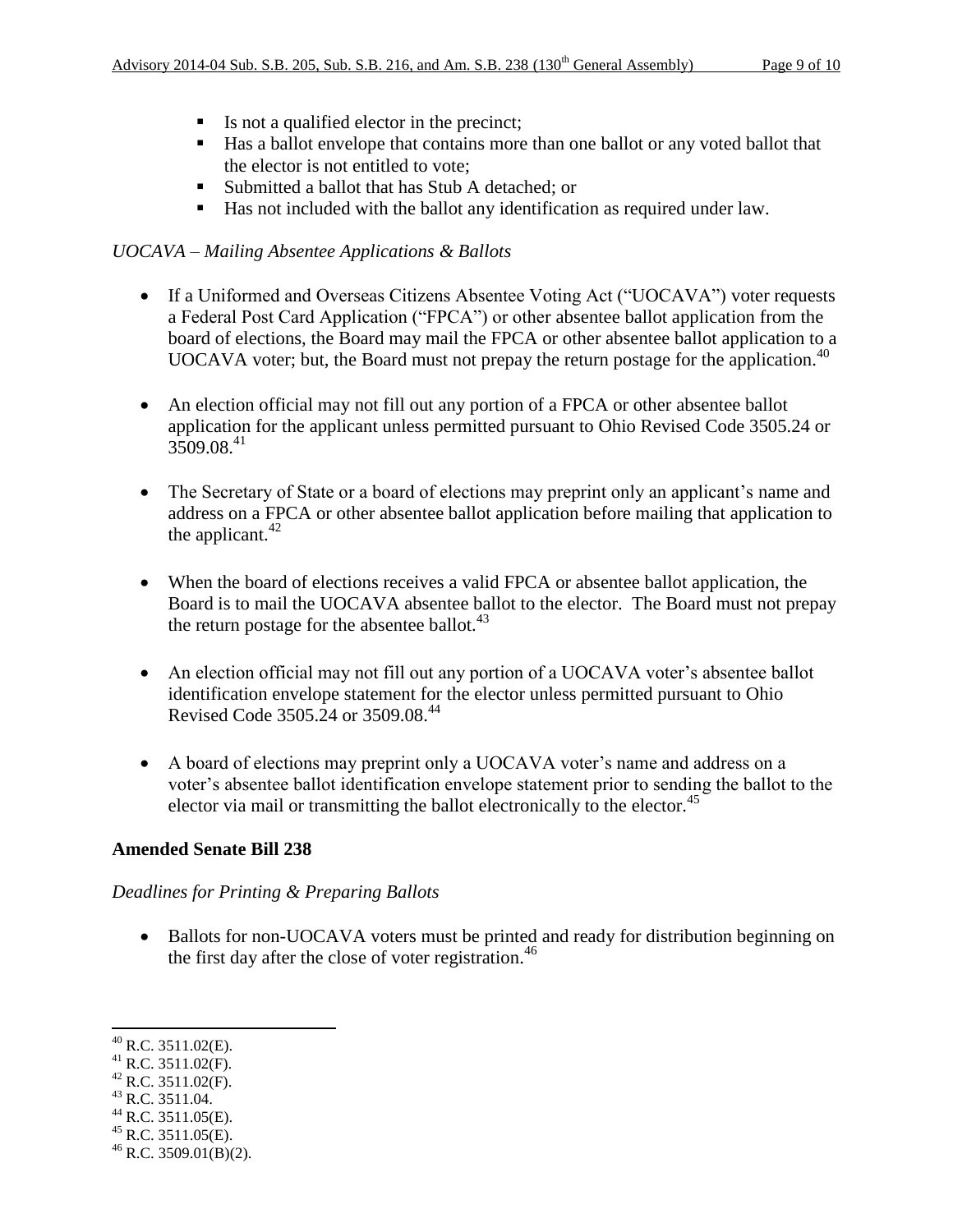- Is not a qualified elector in the precinct;
- Has a ballot envelope that contains more than one ballot or any voted ballot that the elector is not entitled to vote;
- Submitted a ballot that has Stub A detached; or
- Has not included with the ballot any identification as required under law.

*UOCAVA – Mailing Absentee Applications & Ballots*

- If a Uniformed and Overseas Citizens Absentee Voting Act ("UOCAVA") voter requests a Federal Post Card Application ("FPCA") or other absentee ballot application from the board of elections, the Board may mail the FPCA or other absentee ballot application to a UOCAVA voter; but, the Board must not prepay the return postage for the application.[40]

- An election official may not fill out any portion of a FPCA or other absentee ballot application for the applicant unless permitted pursuant to Ohio Revised Code 3505.24 or 3509.08.[41]

- The Secretary of State or a board of elections may preprint only an applicant's name and address on a FPCA or other absentee ballot application before mailing that application to the applicant.[42]

- When the board of elections receives a valid FPCA or absentee ballot application, the Board is to mail the UOCAVA absentee ballot to the elector. The Board must not prepay the return postage for the absentee ballot.[43]

- An election official may not fill out any portion of a UOCAVA voter's absentee ballot identification envelope statement for the elector unless permitted pursuant to Ohio Revised Code 3505.24 or 3509.08.[44]

- A board of elections may preprint only a UOCAVA voter's name and address on a voter's absentee ballot identification envelope statement prior to sending the ballot to the elector via mail or transmitting the ballot electronically to the elector.[45]

**Amended Senate Bill 238**

*Deadlines for Printing & Preparing Ballots*

- Ballots for non-UOCAVA voters must be printed and ready for distribution beginning on the first day after the close of voter registration.[46]

---

[40] R.C. 3511.02(E).
[41] R.C. 3511.02(F).
[42] R.C. 3511.02(F).
[43] R.C. 3511.04.
[44] R.C. 3511.05(E).
[45] R.C. 3511.05(E).
[46] R.C. 3509.01(B)(2).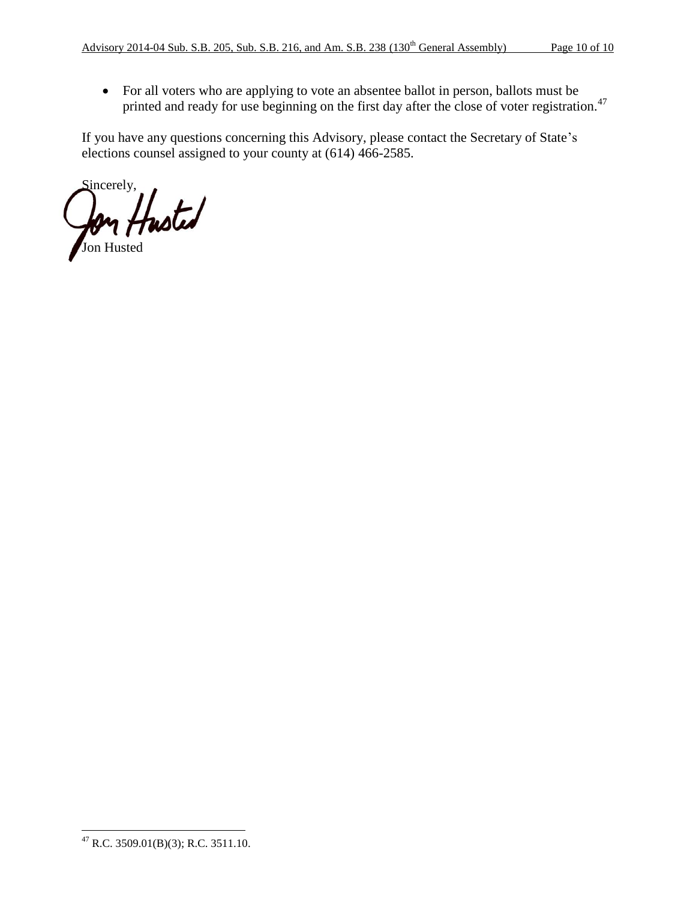- For all voters who are applying to vote an absentee ballot in person, ballots must be printed and ready for use beginning on the first day after the close of voter registration.[47]

If you have any questions concerning this Advisory, please contact the Secretary of State's elections counsel assigned to your county at (614) 466-2585.

Sincerely,

Jon Husted

---

[47] R.C. 3509.01(B)(3); R.C. 3511.10.